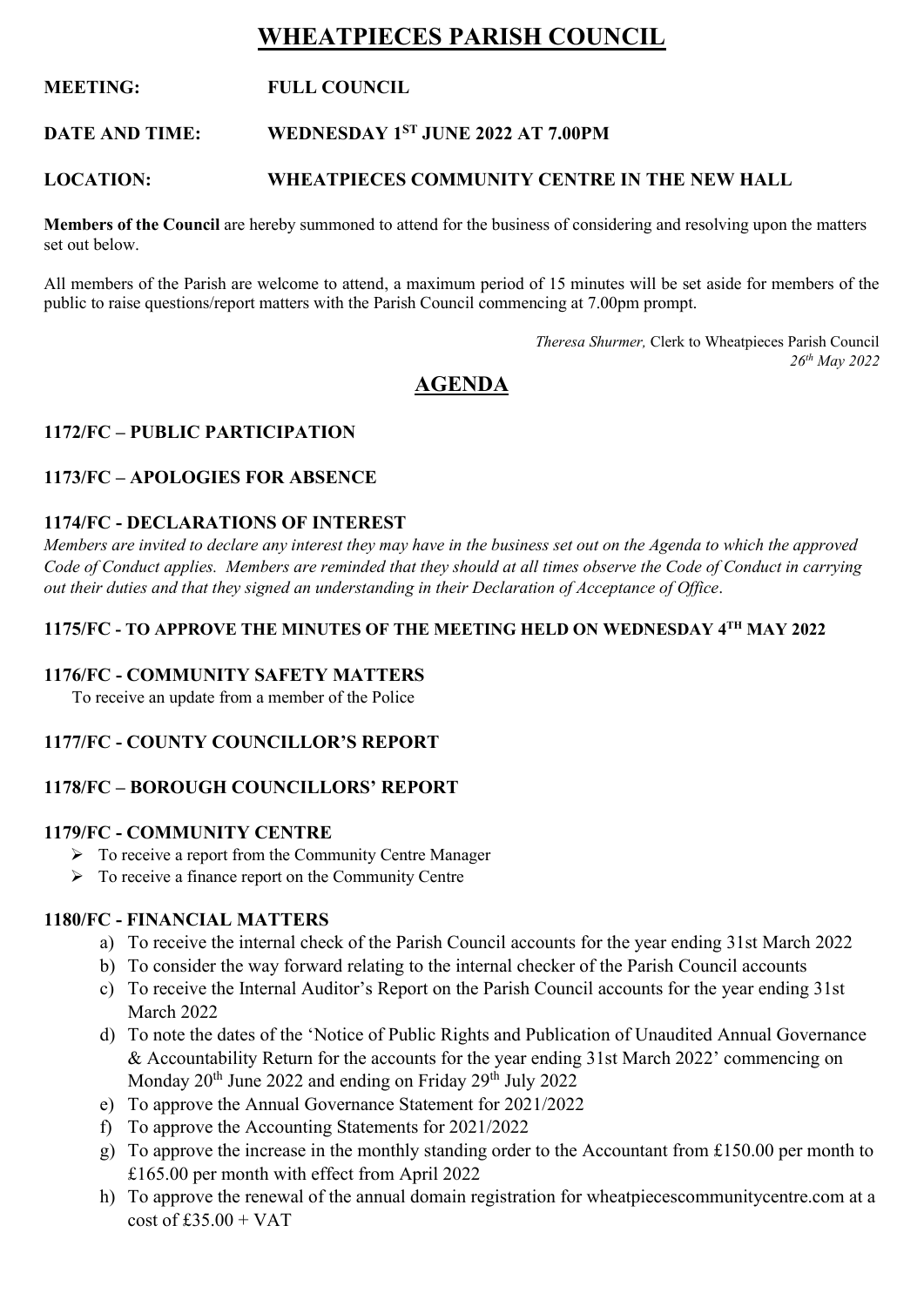# WHEATPIECES PARISH COUNCIL

**MEETING:** **FULL COUNCIL**

**DATE AND TIME:** **WEDNESDAY 1ST JUNE 2022 AT 7.00PM**

**LOCATION:** **WHEATPIECES COMMUNITY CENTRE IN THE NEW HALL**

**Members of the Council** are hereby summoned to attend for the business of considering and resolving upon the matters set out below.

All members of the Parish are welcome to attend, a maximum period of 15 minutes will be set aside for members of the public to raise questions/report matters with the Parish Council commencing at 7.00pm prompt.

*Theresa Shurmer,* Clerk to Wheatpieces Parish Council
*26th May 2022*

## AGENDA

### 1172/FC – PUBLIC PARTICIPATION

### 1173/FC – APOLOGIES FOR ABSENCE

### 1174/FC - DECLARATIONS OF INTEREST

*Members are invited to declare any interest they may have in the business set out on the Agenda to which the approved Code of Conduct applies. Members are reminded that they should at all times observe the Code of Conduct in carrying out their duties and that they signed an understanding in their Declaration of Acceptance of Office*.

### 1175/FC - TO APPROVE THE MINUTES OF THE MEETING HELD ON WEDNESDAY 4TH MAY 2022

### 1176/FC - COMMUNITY SAFETY MATTERS

To receive an update from a member of the Police

### 1177/FC - COUNTY COUNCILLOR'S REPORT

### 1178/FC – BOROUGH COUNCILLORS' REPORT

### 1179/FC - COMMUNITY CENTRE

- To receive a report from the Community Centre Manager
- To receive a finance report on the Community Centre

### 1180/FC - FINANCIAL MATTERS

a) To receive the internal check of the Parish Council accounts for the year ending 31st March 2022
b) To consider the way forward relating to the internal checker of the Parish Council accounts
c) To receive the Internal Auditor's Report on the Parish Council accounts for the year ending 31st March 2022
d) To note the dates of the 'Notice of Public Rights and Publication of Unaudited Annual Governance & Accountability Return for the accounts for the year ending 31st March 2022' commencing on Monday 20th June 2022 and ending on Friday 29th July 2022
e) To approve the Annual Governance Statement for 2021/2022
f) To approve the Accounting Statements for 2021/2022
g) To approve the increase in the monthly standing order to the Accountant from £150.00 per month to £165.00 per month with effect from April 2022
h) To approve the renewal of the annual domain registration for wheatpiecescommunitycentre.com at a cost of £35.00 + VAT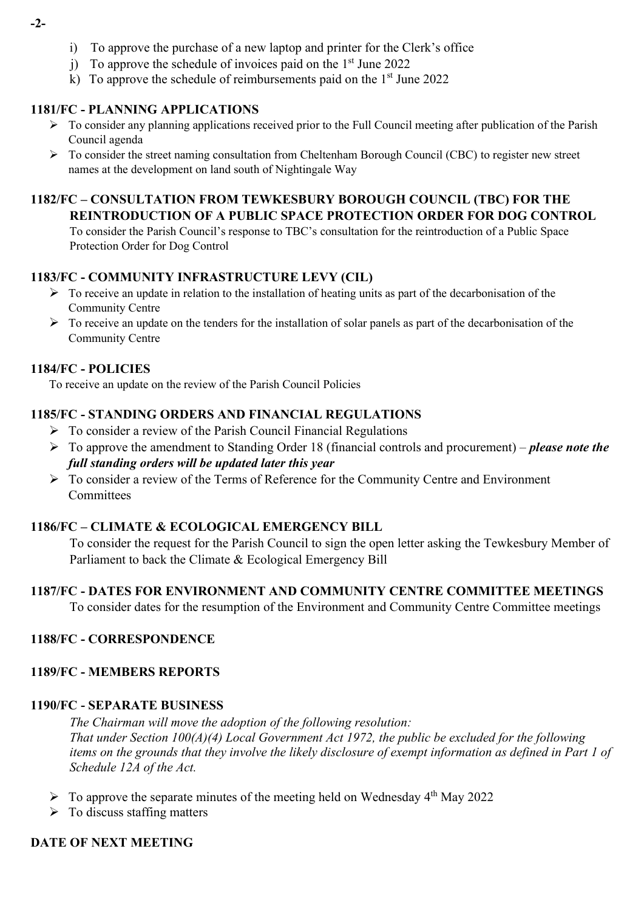i) To approve the purchase of a new laptop and printer for the Clerk's office
j) To approve the schedule of invoices paid on the 1st June 2022
k) To approve the schedule of reimbursements paid on the 1st June 2022

**1181/FC - PLANNING APPLICATIONS**

- To consider any planning applications received prior to the Full Council meeting after publication of the Parish Council agenda
- To consider the street naming consultation from Cheltenham Borough Council (CBC) to register new street names at the development on land south of Nightingale Way

**1182/FC – CONSULTATION FROM TEWKESBURY BOROUGH COUNCIL (TBC) FOR THE REINTRODUCTION OF A PUBLIC SPACE PROTECTION ORDER FOR DOG CONTROL**

To consider the Parish Council's response to TBC's consultation for the reintroduction of a Public Space Protection Order for Dog Control

**1183/FC - COMMUNITY INFRASTRUCTURE LEVY (CIL)**

- To receive an update in relation to the installation of heating units as part of the decarbonisation of the Community Centre
- To receive an update on the tenders for the installation of solar panels as part of the decarbonisation of the Community Centre

**1184/FC - POLICIES**

To receive an update on the review of the Parish Council Policies

**1185/FC - STANDING ORDERS AND FINANCIAL REGULATIONS**

- To consider a review of the Parish Council Financial Regulations
- To approve the amendment to Standing Order 18 (financial controls and procurement) – ***please note the full standing orders will be updated later this year***
- To consider a review of the Terms of Reference for the Community Centre and Environment Committees

**1186/FC – CLIMATE & ECOLOGICAL EMERGENCY BILL**

To consider the request for the Parish Council to sign the open letter asking the Tewkesbury Member of Parliament to back the Climate & Ecological Emergency Bill

**1187/FC - DATES FOR ENVIRONMENT AND COMMUNITY CENTRE COMMITTEE MEETINGS**

To consider dates for the resumption of the Environment and Community Centre Committee meetings

**1188/FC - CORRESPONDENCE**

**1189/FC - MEMBERS REPORTS**

**1190/FC - SEPARATE BUSINESS**

*The Chairman will move the adoption of the following resolution:*
*That under Section 100(A)(4) Local Government Act 1972, the public be excluded for the following items on the grounds that they involve the likely disclosure of exempt information as defined in Part 1 of Schedule 12A of the Act.*

- To approve the separate minutes of the meeting held on Wednesday 4th May 2022
- To discuss staffing matters

**DATE OF NEXT MEETING**